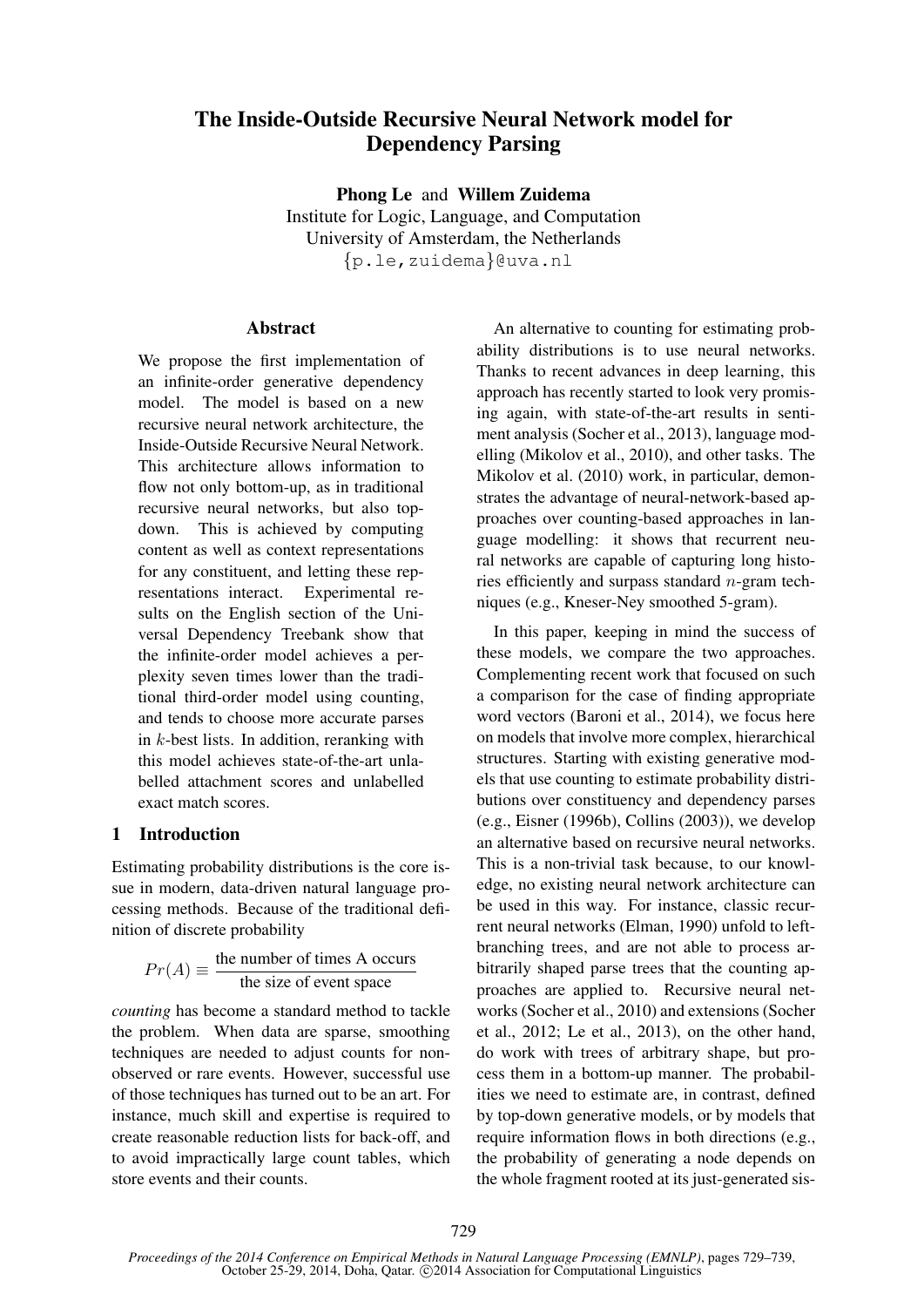# The Inside-Outside Recursive Neural Network model for Dependency Parsing

**Phong Le** and **Willem Zuidema**
Institute for Logic, Language, and Computation
University of Amsterdam, the Netherlands
{p.le,zuidema}@uva.nl

## Abstract

We propose the first implementation of an infinite-order generative dependency model. The model is based on a new recursive neural network architecture, the Inside-Outside Recursive Neural Network. This architecture allows information to flow not only bottom-up, as in traditional recursive neural networks, but also top-down. This is achieved by computing content as well as context representations for any constituent, and letting these representations interact. Experimental results on the English section of the Universal Dependency Treebank show that the infinite-order model achieves a perplexity seven times lower than the traditional third-order model using counting, and tends to choose more accurate parses in $k$-best lists. In addition, reranking with this model achieves state-of-the-art unlabelled attachment scores and unlabelled exact match scores.

## 1 Introduction

Estimating probability distributions is the core issue in modern, data-driven natural language processing methods. Because of the traditional definition of discrete probability

$$Pr(A) \equiv \frac{\text{the number of times A occurs}}{\text{the size of event space}}$$

*counting* has become a standard method to tackle the problem. When data are sparse, smoothing techniques are needed to adjust counts for non-observed or rare events. However, successful use of those techniques has turned out to be an art. For instance, much skill and expertise is required to create reasonable reduction lists for back-off, and to avoid impractically large count tables, which store events and their counts.

An alternative to counting for estimating probability distributions is to use neural networks. Thanks to recent advances in deep learning, this approach has recently started to look very promising again, with state-of-the-art results in sentiment analysis (Socher et al., 2013), language modelling (Mikolov et al., 2010), and other tasks. The Mikolov et al. (2010) work, in particular, demonstrates the advantage of neural-network-based approaches over counting-based approaches in language modelling: it shows that recurrent neural networks are capable of capturing long histories efficiently and surpass standard $n$-gram techniques (e.g., Kneser-Ney smoothed 5-gram).

In this paper, keeping in mind the success of these models, we compare the two approaches. Complementing recent work that focused on such a comparison for the case of finding appropriate word vectors (Baroni et al., 2014), we focus here on models that involve more complex, hierarchical structures. Starting with existing generative models that use counting to estimate probability distributions over constituency and dependency parses (e.g., Eisner (1996b), Collins (2003)), we develop an alternative based on recursive neural networks. This is a non-trivial task because, to our knowledge, no existing neural network architecture can be used in this way. For instance, classic recurrent neural networks (Elman, 1990) unfold to left-branching trees, and are not able to process arbitrarily shaped parse trees that the counting approaches are applied to. Recursive neural networks (Socher et al., 2010) and extensions (Socher et al., 2012; Le et al., 2013), on the other hand, do work with trees of arbitrary shape, but process them in a bottom-up manner. The probabilities we need to estimate are, in contrast, defined by top-down generative models, or by models that require information flows in both directions (e.g., the probability of generating a node depends on the whole fragment rooted at its just-generated sis-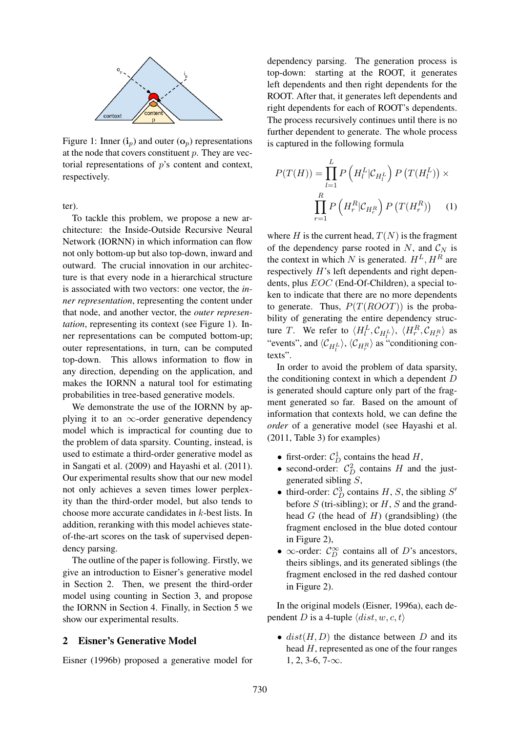Figure 1: Inner ($\mathbf{i}_p$) and outer ($\mathbf{o}_p$) representations at the node that covers constituent $p$. They are vectorial representations of $p$'s content and context, respectively.

ter).

To tackle this problem, we propose a new architecture: the Inside-Outside Recursive Neural Network (IORNN) in which information can flow not only bottom-up but also top-down, inward and outward. The crucial innovation in our architecture is that every node in a hierarchical structure is associated with two vectors: one vector, the *inner representation*, representing the content under that node, and another vector, the *outer representation*, representing its context (see Figure 1). Inner representations can be computed bottom-up; outer representations, in turn, can be computed top-down. This allows information to flow in any direction, depending on the application, and makes the IORNN a natural tool for estimating probabilities in tree-based generative models.

We demonstrate the use of the IORNN by applying it to an $\infty$-order generative dependency model which is impractical for counting due to the problem of data sparsity. Counting, instead, is used to estimate a third-order generative model as in Sangati et al. (2009) and Hayashi et al. (2011). Our experimental results show that our new model not only achieves a seven times lower perplexity than the third-order model, but also tends to choose more accurate candidates in $k$-best lists. In addition, reranking with this model achieves state-of-the-art scores on the task of supervised dependency parsing.

The outline of the paper is following. Firstly, we give an introduction to Eisner's generative model in Section 2. Then, we present the third-order model using counting in Section 3, and propose the IORNN in Section 4. Finally, in Section 5 we show our experimental results.

## 2 Eisner's Generative Model

Eisner (1996b) proposed a generative model for dependency parsing. The generation process is top-down: starting at the ROOT, it generates left dependents and then right dependents for the ROOT. After that, it generates left dependents and right dependents for each of ROOT's dependents. The process recursively continues until there is no further dependent to generate. The whole process is captured in the following formula

$$P(T(H)) = \prod_{l=1}^{L} P\left(H_l^L | \mathcal{C}_{H_l^L}\right) P\left(T(H_l^L)\right) \times \prod_{r=1}^{R} P\left(H_r^R | \mathcal{C}_{H_r^R}\right) P\left(T(H_r^R)\right) \quad (1)$$

where $H$ is the current head, $T(N)$ is the fragment of the dependency parse rooted in $N$, and $\mathcal{C}_N$ is the context in which $N$ is generated. $H^L, H^R$ are respectively $H$'s left dependents and right dependents, plus $EOC$ (End-Of-Children), a special token to indicate that there are no more dependents to generate. Thus, $P(T(ROOT))$ is the probability of generating the entire dependency structure $T$. We refer to $\langle H_l^L, \mathcal{C}_{H_l^L} \rangle$, $\langle H_r^R, \mathcal{C}_{H_r^R} \rangle$ as "events", and $\langle \mathcal{C}_{H_l^L} \rangle$, $\langle \mathcal{C}_{H_r^R} \rangle$ as "conditioning contexts".

In order to avoid the problem of data sparsity, the conditioning context in which a dependent $D$ is generated should capture only part of the fragment generated so far. Based on the amount of information that contexts hold, we can define the *order* of a generative model (see Hayashi et al. (2011, Table 3) for examples)

- first-order: $\mathcal{C}_D^1$ contains the head $H$,
- second-order: $\mathcal{C}_D^2$ contains $H$ and the just-generated sibling $S$,
- third-order: $\mathcal{C}_D^3$ contains $H$, $S$, the sibling $S'$ before $S$ (tri-sibling); or $H$, $S$ and the grand-head $G$ (the head of $H$) (grandsibling) (the fragment enclosed in the blue doted contour in Figure 2),
- $\infty$-order: $\mathcal{C}_D^\infty$ contains all of $D$'s ancestors, theirs siblings, and its generated siblings (the fragment enclosed in the red dashed contour in Figure 2).

In the original models (Eisner, 1996a), each dependent $D$ is a 4-tuple $\langle dist, w, c, t \rangle$

- $dist(H, D)$ the distance between $D$ and its head $H$, represented as one of the four ranges 1, 2, 3-6, 7-$\infty$.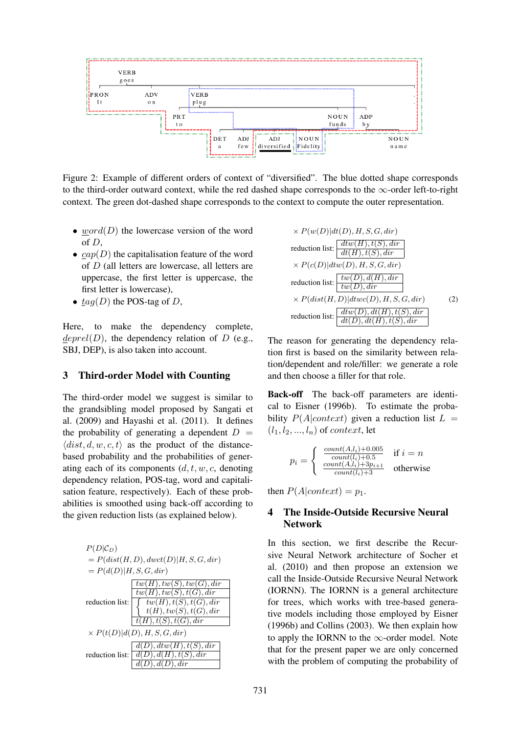Figure 2: Example of different orders of context of "diversified". The blue dotted shape corresponds to the third-order outward context, while the red dashed shape corresponds to the ∞-order left-to-right context. The green dot-dashed shape corresponds to the context to compute the outer representation.

- $\underline{w}ord(D)$ the lowercase version of the word of $D$,
- $\underline{c}ap(D)$ the capitalisation feature of the word of $D$ (all letters are lowercase, all letters are uppercase, the first letter is uppercase, the first letter is lowercase),
- $\underline{t}ag(D)$ the POS-tag of $D$,

Here, to make the dependency complete, $\underline{d}eprel(D)$, the dependency relation of $D$ (e.g., SBJ, DEP), is also taken into account.

## 3 Third-order Model with Counting

The third-order model we suggest is similar to the grandsibling model proposed by Sangati et al. (2009) and Hayashi et al. (2011). It defines the probability of generating a dependent $D = \langle dist, d, w, c, t \rangle$ as the product of the distance-based probability and the probabilities of generating each of its components ($d, t, w, c$, denoting dependency relation, POS-tag, word and capitalisation feature, respectively). Each of these probabilities is smoothed using back-off according to the given reduction lists (as explained below).

$$
\begin{aligned}
& P(D|\mathcal{C}_D) \\
& = P(dist(H,D), dwct(D)|H,S,G,dir) \\
& = P(d(D)|H,S,G,dir) \\
& \text{reduction list: } \begin{array}{|l|}\hline tw(H),tw(S),tw(G),dir \\ \hline tw(H),tw(S),t(G),dir \\ \hline \left\{\begin{array}{l} tw(H),t(S),t(G),dir \\ t(H),tw(S),t(G),dir \end{array}\right. \\ \hline t(H),t(S),t(G),dir \\ \hline \end{array} \\
& \times P(t(D)|d(D),H,S,G,dir) \\
& \text{reduction list: } \begin{array}{|l|}\hline d(D),dtw(H),t(S),dir \\ \hline d(D),d(H),t(S),dir \\ \hline d(D),d(D),dir \\ \hline \end{array} \\
& \times P(w(D)|dt(D),H,S,G,dir) \\
& \text{reduction list: } \begin{array}{|l|}\hline dtw(H),t(S),dir \\ \hline dt(H),t(S),dir \\ \hline \end{array} \\
& \times P(c(D)|dtw(D),H,S,G,dir) \\
& \text{reduction list: } \begin{array}{|l|}\hline tw(D),d(H),dir \\ \hline tw(D),dir \\ \hline \end{array} \\
& \times P(dist(H,D)|dtwc(D),H,S,G,dir) \qquad (2) \\
& \text{reduction list: } \begin{array}{|l|}\hline dtw(D),dt(H),t(S),dir \\ \hline dt(D),dt(H),t(S),dir \\ \hline \end{array}
\end{aligned}
$$

The reason for generating the dependency relation first is based on the similarity between relation/dependent and role/filler: we generate a role and then choose a filler for that role.

**Back-off** The back-off parameters are identical to Eisner (1996b). To estimate the probability $P(A|context)$ given a reduction list $L = (l_1, l_2, ..., l_n)$ of $context$, let

$$
p_i = \begin{cases} \frac{count(A,l_i)+0.005}{count(l_i)+0.5} & \text{if } i = n \\ \frac{count(A,l_i)+3p_{i+1}}{count(l_i)+3} & \text{otherwise} \end{cases}
$$

then $P(A|context) = p_1$.

## 4 The Inside-Outside Recursive Neural Network

In this section, we first describe the Recursive Neural Network architecture of Socher et al. (2010) and then propose an extension we call the Inside-Outside Recursive Neural Network (IORNN). The IORNN is a general architecture for trees, which works with tree-based generative models including those employed by Eisner (1996b) and Collins (2003). We then explain how to apply the IORNN to the ∞-order model. Note that for the present paper we are only concerned with the problem of computing the probability of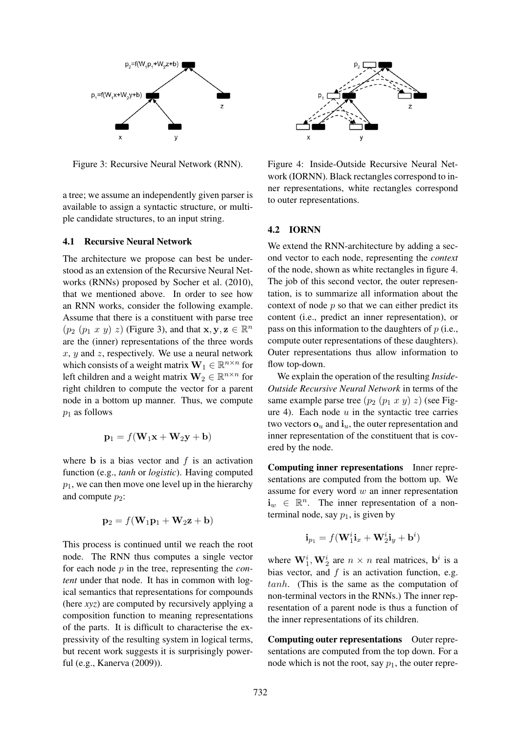Figure 3: Recursive Neural Network (RNN).

Figure 4: Inside-Outside Recursive Neural Network (IORNN). Black rectangles correspond to inner representations, white rectangles correspond to outer representations.

a tree; we assume an independently given parser is available to assign a syntactic structure, or multiple candidate structures, to an input string.

### 4.1 Recursive Neural Network

The architecture we propose can best be understood as an extension of the Recursive Neural Networks (RNNs) proposed by Socher et al. (2010), that we mentioned above. In order to see how an RNN works, consider the following example. Assume that there is a constituent with parse tree $(p_2\ (p_1\ x\ y)\ z)$ (Figure 3), and that $\mathbf{x}, \mathbf{y}, \mathbf{z} \in \mathbb{R}^n$ are the (inner) representations of the three words $x$, $y$ and $z$, respectively. We use a neural network which consists of a weight matrix $\mathbf{W}_1 \in \mathbb{R}^{n \times n}$ for left children and a weight matrix $\mathbf{W}_2 \in \mathbb{R}^{n \times n}$ for right children to compute the vector for a parent node in a bottom up manner. Thus, we compute $p_1$ as follows

$$\mathbf{p}_1 = f(\mathbf{W}_1\mathbf{x} + \mathbf{W}_2\mathbf{y} + \mathbf{b})$$

where $\mathbf{b}$ is a bias vector and $f$ is an activation function (e.g., *tanh* or *logistic*). Having computed $p_1$, we can then move one level up in the hierarchy and compute $p_2$:

$$\mathbf{p}_2 = f(\mathbf{W}_1\mathbf{p}_1 + \mathbf{W}_2\mathbf{z} + \mathbf{b})$$

This process is continued until we reach the root node. The RNN thus computes a single vector for each node $p$ in the tree, representing the *content* under that node. It has in common with logical semantics that representations for compounds (here *xyz*) are computed by recursively applying a composition function to meaning representations of the parts. It is difficult to characterise the expressivity of the resulting system in logical terms, but recent work suggests it is surprisingly powerful (e.g., Kanerva (2009)).

### 4.2 IORNN

We extend the RNN-architecture by adding a second vector to each node, representing the *context* of the node, shown as white rectangles in figure 4. The job of this second vector, the outer representation, is to summarize all information about the context of node $p$ so that we can either predict its content (i.e., predict an inner representation), or pass on this information to the daughters of $p$ (i.e., compute outer representations of these daughters). Outer representations thus allow information to flow top-down.

We explain the operation of the resulting *Inside-Outside Recursive Neural Network* in terms of the same example parse tree $(p_2\ (p_1\ x\ y)\ z)$ (see Figure 4). Each node $u$ in the syntactic tree carries two vectors $\mathbf{o}_u$ and $\mathbf{i}_u$, the outer representation and inner representation of the constituent that is covered by the node.

**Computing inner representations** Inner representations are computed from the bottom up. We assume for every word $w$ an inner representation $\mathbf{i}_w \in \mathbb{R}^n$. The inner representation of a non-terminal node, say $p_1$, is given by

$$\mathbf{i}_{p_1} = f(\mathbf{W}_1^i\mathbf{i}_x + \mathbf{W}_2^i\mathbf{i}_y + \mathbf{b}^i)$$

where $\mathbf{W}_1^i, \mathbf{W}_2^i$ are $n \times n$ real matrices, $\mathbf{b}^i$ is a bias vector, and $f$ is an activation function, e.g. $tanh$. (This is the same as the computation of non-terminal vectors in the RNNs.) The inner representation of a parent node is thus a function of the inner representations of its children.

**Computing outer representations** Outer representations are computed from the top down. For a node which is not the root, say $p_1$, the outer repre-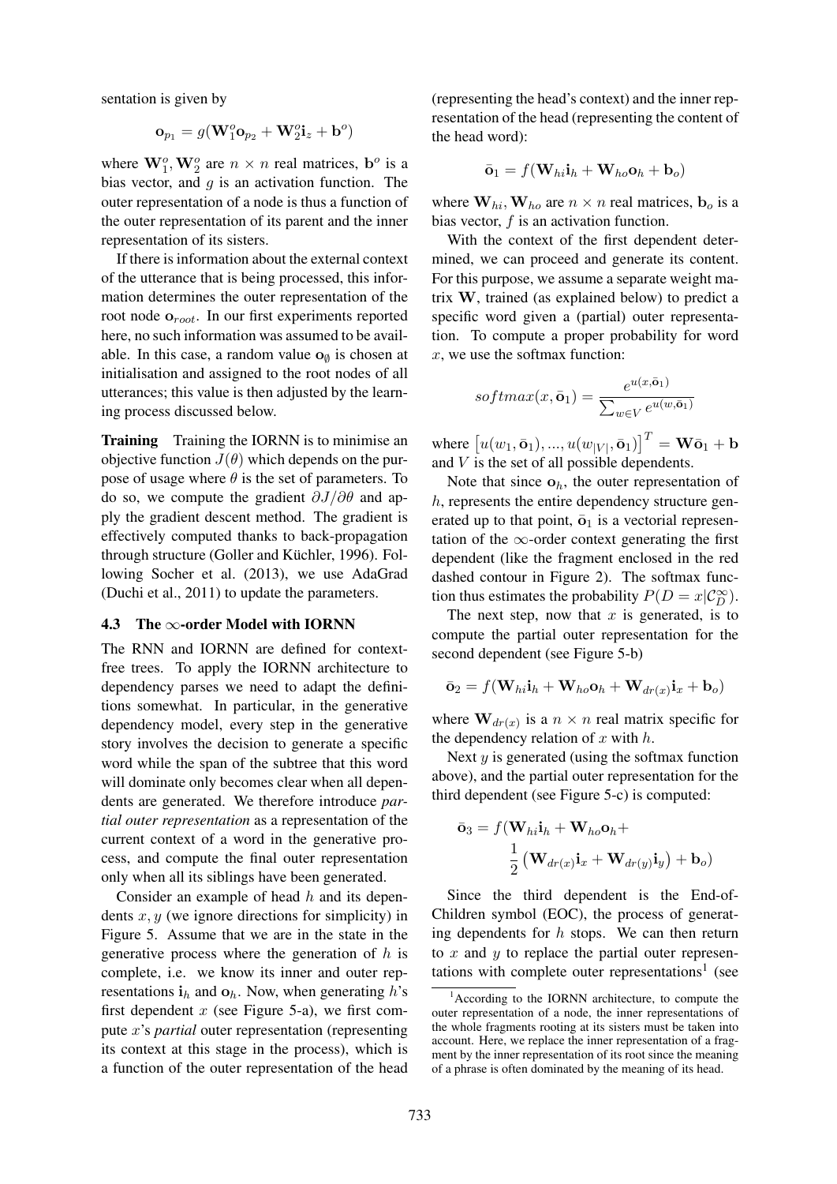sentation is given by

$$\mathbf{o}_{p_1} = g(\mathbf{W}_1^o \mathbf{o}_{p_2} + \mathbf{W}_2^o \mathbf{i}_z + \mathbf{b}^o)$$

where $\mathbf{W}_1^o, \mathbf{W}_2^o$ are $n \times n$ real matrices, $\mathbf{b}^o$ is a bias vector, and $g$ is an activation function. The outer representation of a node is thus a function of the outer representation of its parent and the inner representation of its sisters.

If there is information about the external context of the utterance that is being processed, this information determines the outer representation of the root node $\mathbf{o}_{root}$. In our first experiments reported here, no such information was assumed to be available. In this case, a random value $\mathbf{o}_\emptyset$ is chosen at initialisation and assigned to the root nodes of all utterances; this value is then adjusted by the learning process discussed below.

**Training** Training the IORNN is to minimise an objective function $J(\theta)$ which depends on the purpose of usage where $\theta$ is the set of parameters. To do so, we compute the gradient $\partial J / \partial \theta$ and apply the gradient descent method. The gradient is effectively computed thanks to back-propagation through structure (Goller and Küchler, 1996). Following Socher et al. (2013), we use AdaGrad (Duchi et al., 2011) to update the parameters.

### 4.3 The $\infty$-order Model with IORNN

The RNN and IORNN are defined for context-free trees. To apply the IORNN architecture to dependency parses we need to adapt the definitions somewhat. In particular, in the generative dependency model, every step in the generative story involves the decision to generate a specific word while the span of the subtree that this word will dominate only becomes clear when all dependents are generated. We therefore introduce *partial outer representation* as a representation of the current context of a word in the generative process, and compute the final outer representation only when all its siblings have been generated.

Consider an example of head $h$ and its dependents $x, y$ (we ignore directions for simplicity) in Figure 5. Assume that we are in the state in the generative process where the generation of $h$ is complete, i.e. we know its inner and outer representations $\mathbf{i}_h$ and $\mathbf{o}_h$. Now, when generating $h$'s first dependent $x$ (see Figure 5-a), we first compute $x$'s *partial* outer representation (representing its context at this stage in the process), which is a function of the outer representation of the head (representing the head's context) and the inner representation of the head (representing the content of the head word):

$$\bar{\mathbf{o}}_1 = f(\mathbf{W}_{hi}\mathbf{i}_h + \mathbf{W}_{ho}\mathbf{o}_h + \mathbf{b}_o)$$

where $\mathbf{W}_{hi}, \mathbf{W}_{ho}$ are $n \times n$ real matrices, $\mathbf{b}_o$ is a bias vector, $f$ is an activation function.

With the context of the first dependent determined, we can proceed and generate its content. For this purpose, we assume a separate weight matrix $\mathbf{W}$, trained (as explained below) to predict a specific word given a (partial) outer representation. To compute a proper probability for word $x$, we use the softmax function:

$$softmax(x, \bar{\mathbf{o}}_1) = \frac{e^{u(x,\bar{\mathbf{o}}_1)}}{\sum_{w \in V} e^{u(w,\bar{\mathbf{o}}_1)}}$$

where $\left[u(w_1, \bar{\mathbf{o}}_1), ..., u(w_{|V|}, \bar{\mathbf{o}}_1)\right]^T = \mathbf{W}\bar{\mathbf{o}}_1 + \mathbf{b}$ and $V$ is the set of all possible dependents.

Note that since $\mathbf{o}_h$, the outer representation of $h$, represents the entire dependency structure generated up to that point, $\bar{\mathbf{o}}_1$ is a vectorial representation of the $\infty$-order context generating the first dependent (like the fragment enclosed in the red dashed contour in Figure 2). The softmax function thus estimates the probability $P(D = x|\mathcal{C}_D^\infty)$.

The next step, now that $x$ is generated, is to compute the partial outer representation for the second dependent (see Figure 5-b)

$$\bar{\mathbf{o}}_2 = f(\mathbf{W}_{hi}\mathbf{i}_h + \mathbf{W}_{ho}\mathbf{o}_h + \mathbf{W}_{dr(x)}\mathbf{i}_x + \mathbf{b}_o)$$

where $\mathbf{W}_{dr(x)}$ is a $n \times n$ real matrix specific for the dependency relation of $x$ with $h$.

Next $y$ is generated (using the softmax function above), and the partial outer representation for the third dependent (see Figure 5-c) is computed:

$$\bar{\mathbf{o}}_3 = f(\mathbf{W}_{hi}\mathbf{i}_h + \mathbf{W}_{ho}\mathbf{o}_h + \frac{1}{2}\left(\mathbf{W}_{dr(x)}\mathbf{i}_x + \mathbf{W}_{dr(y)}\mathbf{i}_y\right) + \mathbf{b}_o)$$

Since the third dependent is the End-of-Children symbol (EOC), the process of generating dependents for $h$ stops. We can then return to $x$ and $y$ to replace the partial outer representations with complete outer representations[1] (see

[1] According to the IORNN architecture, to compute the outer representation of a node, the inner representations of the whole fragments rooting at its sisters must be taken into account. Here, we replace the inner representation of a fragment by the inner representation of its root since the meaning of a phrase is often dominated by the meaning of its head.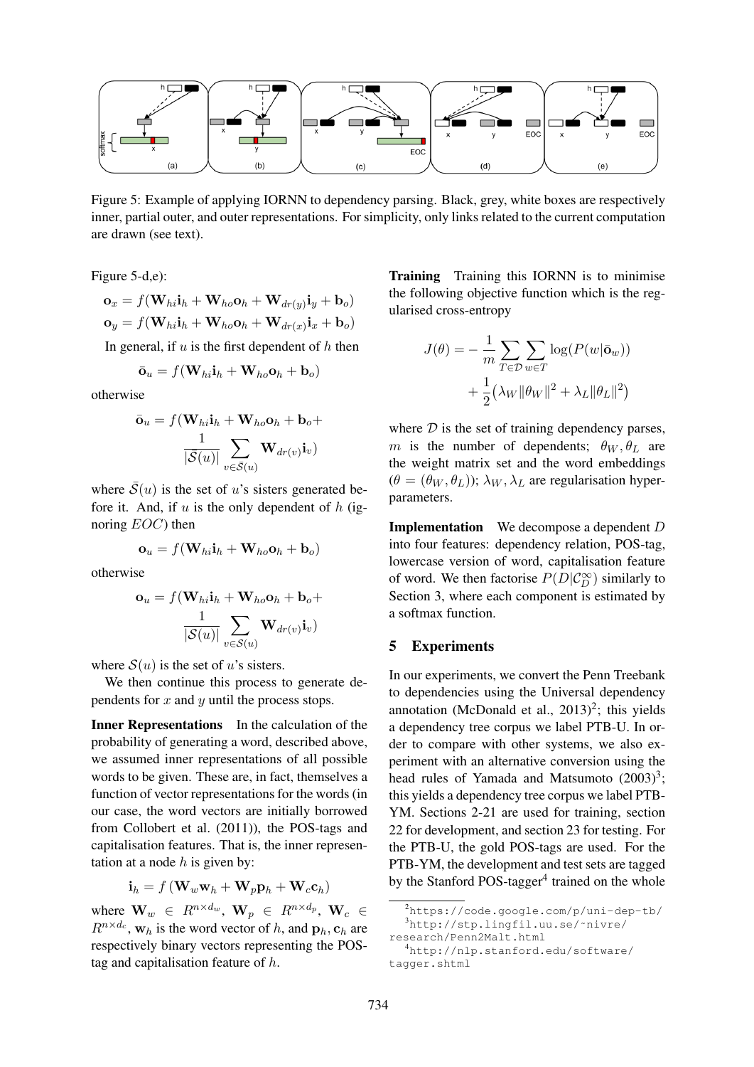Figure 5: Example of applying IORNN to dependency parsing. Black, grey, white boxes are respectively inner, partial outer, and outer representations. For simplicity, only links related to the current computation are drawn (see text).

Figure 5-d,e):

$$\mathbf{o}_x = f(\mathbf{W}_{hi}\mathbf{i}_h + \mathbf{W}_{ho}\mathbf{o}_h + \mathbf{W}_{dr(y)}\mathbf{i}_y + \mathbf{b}_o)$$
$$\mathbf{o}_y = f(\mathbf{W}_{hi}\mathbf{i}_h + \mathbf{W}_{ho}\mathbf{o}_h + \mathbf{W}_{dr(x)}\mathbf{i}_x + \mathbf{b}_o)$$

In general, if $u$ is the first dependent of $h$ then

$$\bar{\mathbf{o}}_u = f(\mathbf{W}_{hi}\mathbf{i}_h + \mathbf{W}_{ho}\mathbf{o}_h + \mathbf{b}_o)$$

otherwise

$$\bar{\mathbf{o}}_u = f(\mathbf{W}_{hi}\mathbf{i}_h + \mathbf{W}_{ho}\mathbf{o}_h + \mathbf{b}_o + \frac{1}{|\bar{\mathcal{S}}(u)|}\sum_{v \in \bar{\mathcal{S}}(u)} \mathbf{W}_{dr(v)}\mathbf{i}_v)$$

where $\bar{\mathcal{S}}(u)$ is the set of $u$'s sisters generated before it. And, if $u$ is the only dependent of $h$ (ignoring $EOC$) then

$$\mathbf{o}_u = f(\mathbf{W}_{hi}\mathbf{i}_h + \mathbf{W}_{ho}\mathbf{o}_h + \mathbf{b}_o)$$

otherwise

$$\mathbf{o}_u = f(\mathbf{W}_{hi}\mathbf{i}_h + \mathbf{W}_{ho}\mathbf{o}_h + \mathbf{b}_o + \frac{1}{|\mathcal{S}(u)|}\sum_{v \in \mathcal{S}(u)} \mathbf{W}_{dr(v)}\mathbf{i}_v)$$

where $\mathcal{S}(u)$ is the set of $u$'s sisters.

We then continue this process to generate dependents for $x$ and $y$ until the process stops.

**Inner Representations** In the calculation of the probability of generating a word, described above, we assumed inner representations of all possible words to be given. These are, in fact, themselves a function of vector representations for the words (in our case, the word vectors are initially borrowed from Collobert et al. (2011)), the POS-tags and capitalisation features. That is, the inner representation at a node $h$ is given by:

$$\mathbf{i}_h = f\left(\mathbf{W}_w\mathbf{w}_h + \mathbf{W}_p\mathbf{p}_h + \mathbf{W}_c\mathbf{c}_h\right)$$

where $\mathbf{W}_w \in R^{n \times d_w}$, $\mathbf{W}_p \in R^{n \times d_p}$, $\mathbf{W}_c \in R^{n \times d_c}$, $\mathbf{w}_h$ is the word vector of $h$, and $\mathbf{p}_h, \mathbf{c}_h$ are respectively binary vectors representing the POS-tag and capitalisation feature of $h$.

**Training** Training this IORNN is to minimise the following objective function which is the regularised cross-entropy

$$J(\theta) = -\frac{1}{m}\sum_{T \in \mathcal{D}}\sum_{w \in T}\log(P(w|\bar{\mathbf{o}}_w)) + \frac{1}{2}\left(\lambda_W\|\theta_W\|^2 + \lambda_L\|\theta_L\|^2\right)$$

where $\mathcal{D}$ is the set of training dependency parses, $m$ is the number of dependents; $\theta_W, \theta_L$ are the weight matrix set and the word embeddings ($\theta = (\theta_W, \theta_L)$); $\lambda_W, \lambda_L$ are regularisation hyper-parameters.

**Implementation** We decompose a dependent $D$ into four features: dependency relation, POS-tag, lowercase version of word, capitalisation feature of word. We then factorise $P(D|\mathcal{C}_D^{\infty})$ similarly to Section 3, where each component is estimated by a softmax function.

## 5 Experiments

In our experiments, we convert the Penn Treebank to dependencies using the Universal dependency annotation (McDonald et al., 2013)[2]; this yields a dependency tree corpus we label PTB-U. In order to compare with other systems, we also experiment with an alternative conversion using the head rules of Yamada and Matsumoto (2003)[3]; this yields a dependency tree corpus we label PTB-YM. Sections 2-21 are used for training, section 22 for development, and section 23 for testing. For the PTB-U, the gold POS-tags are used. For the PTB-YM, the development and test sets are tagged by the Stanford POS-tagger[4] trained on the whole

[2] https://code.google.com/p/uni-dep-tb/

[3] http://stp.lingfil.uu.se/~nivre/research/Penn2Malt.html

[4] http://nlp.stanford.edu/software/tagger.shtml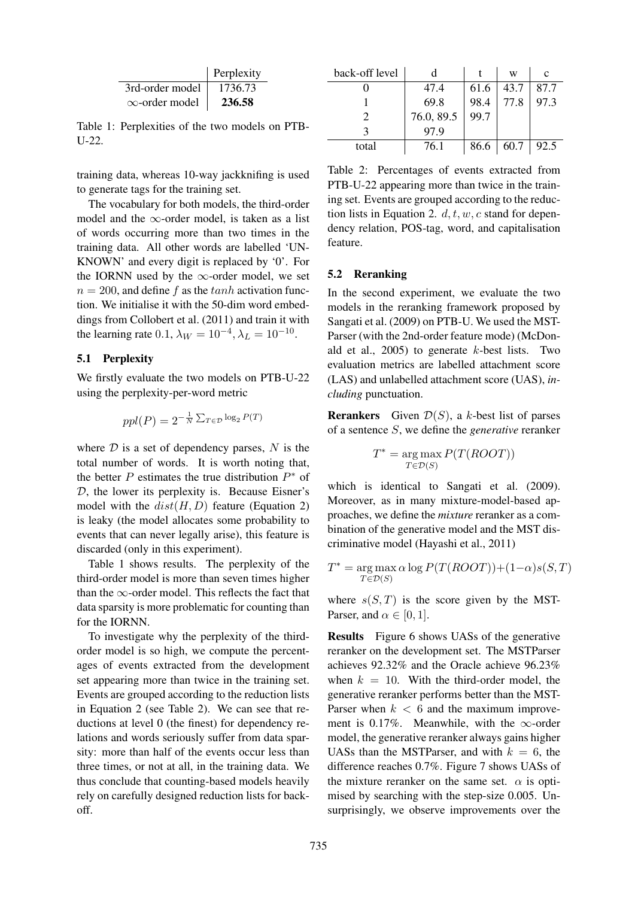|  | Perplexity |
|---|---|
| 3rd-order model | 1736.73 |
| $\infty$-order model | **236.58** |

Table 1: Perplexities of the two models on PTB-U-22.

training data, whereas 10-way jackknifing is used to generate tags for the training set.

The vocabulary for both models, the third-order model and the $\infty$-order model, is taken as a list of words occurring more than two times in the training data. All other words are labelled 'UNKNOWN' and every digit is replaced by '0'. For the IORNN used by the $\infty$-order model, we set $n = 200$, and define $f$ as the $tanh$ activation function. We initialise it with the 50-dim word embeddings from Collobert et al. (2011) and train it with the learning rate 0.1, $\lambda_W = 10^{-4}, \lambda_L = 10^{-10}$.

### 5.1 Perplexity

We firstly evaluate the two models on PTB-U-22 using the perplexity-per-word metric

$$ppl(P) = 2^{-\frac{1}{N}\sum_{T \in \mathcal{D}} \log_2 P(T)}$$

where $\mathcal{D}$ is a set of dependency parses, $N$ is the total number of words. It is worth noting that, the better $P$ estimates the true distribution $P^*$ of $\mathcal{D}$, the lower its perplexity is. Because Eisner's model with the $dist(H, D)$ feature (Equation 2) is leaky (the model allocates some probability to events that can never legally arise), this feature is discarded (only in this experiment).

Table 1 shows results. The perplexity of the third-order model is more than seven times higher than the $\infty$-order model. This reflects the fact that data sparsity is more problematic for counting than for the IORNN.

To investigate why the perplexity of the third-order model is so high, we compute the percentages of events extracted from the development set appearing more than twice in the training set. Events are grouped according to the reduction lists in Equation 2 (see Table 2). We can see that reductions at level 0 (the finest) for dependency relations and words seriously suffer from data sparsity: more than half of the events occur less than three times, or not at all, in the training data. We thus conclude that counting-based models heavily rely on carefully designed reduction lists for back-off.

| back-off level | d | t | w | c |
|---|---|---|---|---|
| 0 | 47.4 | 61.6 | 43.7 | 87.7 |
| 1 | 69.8 | 98.4 | 77.8 | 97.3 |
| 2 | 76.0, 89.5 | 99.7 |  |  |
| 3 | 97.9 |  |  |  |
| total | 76.1 | 86.6 | 60.7 | 92.5 |

Table 2: Percentages of events extracted from PTB-U-22 appearing more than twice in the training set. Events are grouped according to the reduction lists in Equation 2. $d, t, w, c$ stand for dependency relation, POS-tag, word, and capitalisation feature.

### 5.2 Reranking

In the second experiment, we evaluate the two models in the reranking framework proposed by Sangati et al. (2009) on PTB-U. We used the MSTParser (with the 2nd-order feature mode) (McDonald et al., 2005) to generate $k$-best lists. Two evaluation metrics are labelled attachment score (LAS) and unlabelled attachment score (UAS), *including* punctuation.

**Rerankers** Given $\mathcal{D}(S)$, a $k$-best list of parses of a sentence $S$, we define the *generative* reranker

$$T^* = \arg\max_{T \in \mathcal{D}(S)} P(T(ROOT))$$

which is identical to Sangati et al. (2009). Moreover, as in many mixture-model-based approaches, we define the *mixture* reranker as a combination of the generative model and the MST discriminative model (Hayashi et al., 2011)

$$T^* = \arg\max_{T \in \mathcal{D}(S)} \alpha \log P(T(ROOT)) + (1-\alpha) s(S,T)$$

where $s(S,T)$ is the score given by the MST-Parser, and $\alpha \in [0, 1]$.

**Results** Figure 6 shows UASs of the generative reranker on the development set. The MSTParser achieves 92.32% and the Oracle achieve 96.23% when $k = 10$. With the third-order model, the generative reranker performs better than the MST-Parser when $k < 6$ and the maximum improvement is 0.17%. Meanwhile, with the $\infty$-order model, the generative reranker always gains higher UASs than the MSTParser, and with $k = 6$, the difference reaches 0.7%. Figure 7 shows UASs of the mixture reranker on the same set. $\alpha$ is optimised by searching with the step-size 0.005. Unsurprisingly, we observe improvements over the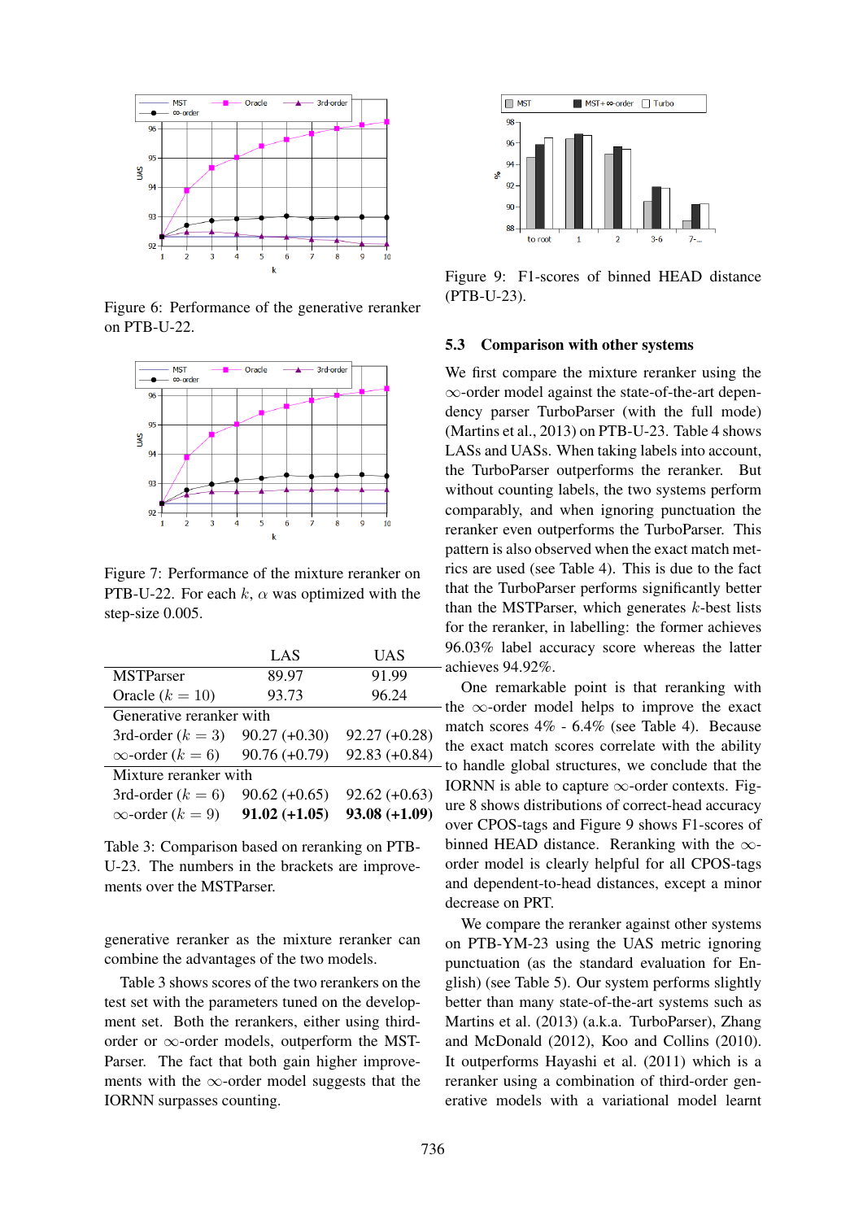Figure 6: Performance of the generative reranker on PTB-U-22.

Figure 7: Performance of the mixture reranker on PTB-U-22. For each $k$, $\alpha$ was optimized with the step-size 0.005.

| | LAS | UAS |
|---|---|---|
| MSTParser | 89.97 | 91.99 |
| Oracle ($k = 10$) | 93.73 | 96.24 |
| Generative reranker with | | |
| 3rd-order ($k = 3$) | 90.27 (+0.30) | 92.27 (+0.28) |
| $\infty$-order ($k = 6$) | 90.76 (+0.79) | 92.83 (+0.84) |
| Mixture reranker with | | |
| 3rd-order ($k = 6$) | 90.62 (+0.65) | 92.62 (+0.63) |
| $\infty$-order ($k = 9$) | **91.02 (+1.05)** | **93.08 (+1.09)** |

Table 3: Comparison based on reranking on PTB-U-23. The numbers in the brackets are improvements over the MSTParser.

generative reranker as the mixture reranker can combine the advantages of the two models.

Table 3 shows scores of the two rerankers on the test set with the parameters tuned on the development set. Both the rerankers, either using third-order or $\infty$-order models, outperform the MSTParser. The fact that both gain higher improvements with the $\infty$-order model suggests that the IORNN surpasses counting.

Figure 9: F1-scores of binned HEAD distance (PTB-U-23).

### 5.3 Comparison with other systems

We first compare the mixture reranker using the $\infty$-order model against the state-of-the-art dependency parser TurboParser (with the full mode) (Martins et al., 2013) on PTB-U-23. Table 4 shows LASs and UASs. When taking labels into account, the TurboParser outperforms the reranker. But without counting labels, the two systems perform comparably, and when ignoring punctuation the reranker even outperforms the TurboParser. This pattern is also observed when the exact match metrics are used (see Table 4). This is due to the fact that the TurboParser performs significantly better than the MSTParser, which generates $k$-best lists for the reranker, in labelling: the former achieves 96.03% label accuracy score whereas the latter achieves 94.92%.

One remarkable point is that reranking with the $\infty$-order model helps to improve the exact match scores 4% - 6.4% (see Table 4). Because the exact match scores correlate with the ability to handle global structures, we conclude that the IORNN is able to capture $\infty$-order contexts. Figure 8 shows distributions of correct-head accuracy over CPOS-tags and Figure 9 shows F1-scores of binned HEAD distance. Reranking with the $\infty$-order model is clearly helpful for all CPOS-tags and dependent-to-head distances, except a minor decrease on PRT.

We compare the reranker against other systems on PTB-YM-23 using the UAS metric ignoring punctuation (as the standard evaluation for English) (see Table 5). Our system performs slightly better than many state-of-the-art systems such as Martins et al. (2013) (a.k.a. TurboParser), Zhang and McDonald (2012), Koo and Collins (2010). It outperforms Hayashi et al. (2011) which is a reranker using a combination of third-order generative models with a variational model learnt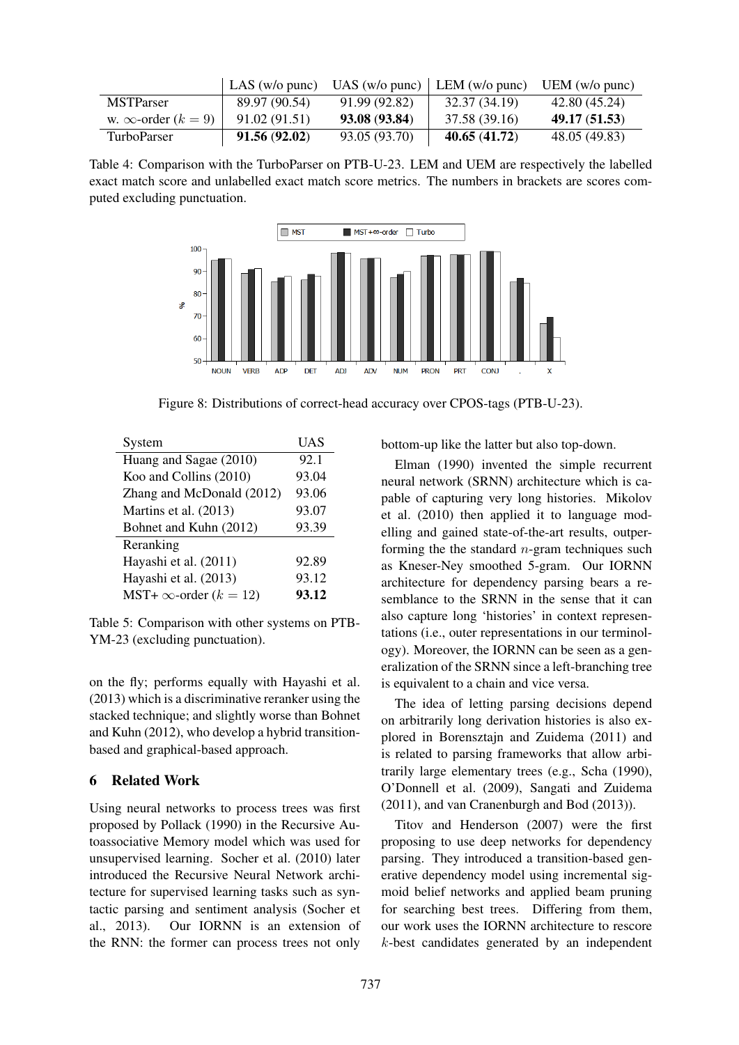|  | LAS (w/o punc) | UAS (w/o punc) | LEM (w/o punc) | UEM (w/o punc) |
|---|---|---|---|---|
| MSTParser | 89.97 (90.54) | 91.99 (92.82) | 32.37 (34.19) | 42.80 (45.24) |
| w. $\infty$-order ($k = 9$) | 91.02 (91.51) | **93.08 (93.84)** | 37.58 (39.16) | **49.17 (51.53)** |
| TurboParser | **91.56 (92.02)** | 93.05 (93.70) | **40.65 (41.72)** | 48.05 (49.83) |

Table 4: Comparison with the TurboParser on PTB-U-23. LEM and UEM are respectively the labelled exact match score and unlabelled exact match score metrics. The numbers in brackets are scores computed excluding punctuation.

Figure 8: Distributions of correct-head accuracy over CPOS-tags (PTB-U-23).

| System | UAS |
|---|---|
| Huang and Sagae (2010) | 92.1 |
| Koo and Collins (2010) | 93.04 |
| Zhang and McDonald (2012) | 93.06 |
| Martins et al. (2013) | 93.07 |
| Bohnet and Kuhn (2012) | 93.39 |
| Reranking | |
| Hayashi et al. (2011) | 92.89 |
| Hayashi et al. (2013) | 93.12 |
| MST+ $\infty$-order ($k = 12$) | **93.12** |

Table 5: Comparison with other systems on PTB-YM-23 (excluding punctuation).

on the fly; performs equally with Hayashi et al. (2013) which is a discriminative reranker using the stacked technique; and slightly worse than Bohnet and Kuhn (2012), who develop a hybrid transition-based and graphical-based approach.

## 6 Related Work

Using neural networks to process trees was first proposed by Pollack (1990) in the Recursive Autoassociative Memory model which was used for unsupervised learning. Socher et al. (2010) later introduced the Recursive Neural Network architecture for supervised learning tasks such as syntactic parsing and sentiment analysis (Socher et al., 2013). Our IORNN is an extension of the RNN: the former can process trees not only bottom-up like the latter but also top-down.

Elman (1990) invented the simple recurrent neural network (SRNN) architecture which is capable of capturing very long histories. Mikolov et al. (2010) then applied it to language modelling and gained state-of-the-art results, outperforming the the standard $n$-gram techniques such as Kneser-Ney smoothed 5-gram. Our IORNN architecture for dependency parsing bears a resemblance to the SRNN in the sense that it can also capture long 'histories' in context representations (i.e., outer representations in our terminology). Moreover, the IORNN can be seen as a generalization of the SRNN since a left-branching tree is equivalent to a chain and vice versa.

The idea of letting parsing decisions depend on arbitrarily long derivation histories is also explored in Borensztajn and Zuidema (2011) and is related to parsing frameworks that allow arbitrarily large elementary trees (e.g., Scha (1990), O'Donnell et al. (2009), Sangati and Zuidema (2011), and van Cranenburgh and Bod (2013)).

Titov and Henderson (2007) were the first proposing to use deep networks for dependency parsing. They introduced a transition-based generative dependency model using incremental sigmoid belief networks and applied beam pruning for searching best trees. Differing from them, our work uses the IORNN architecture to rescore $k$-best candidates generated by an independent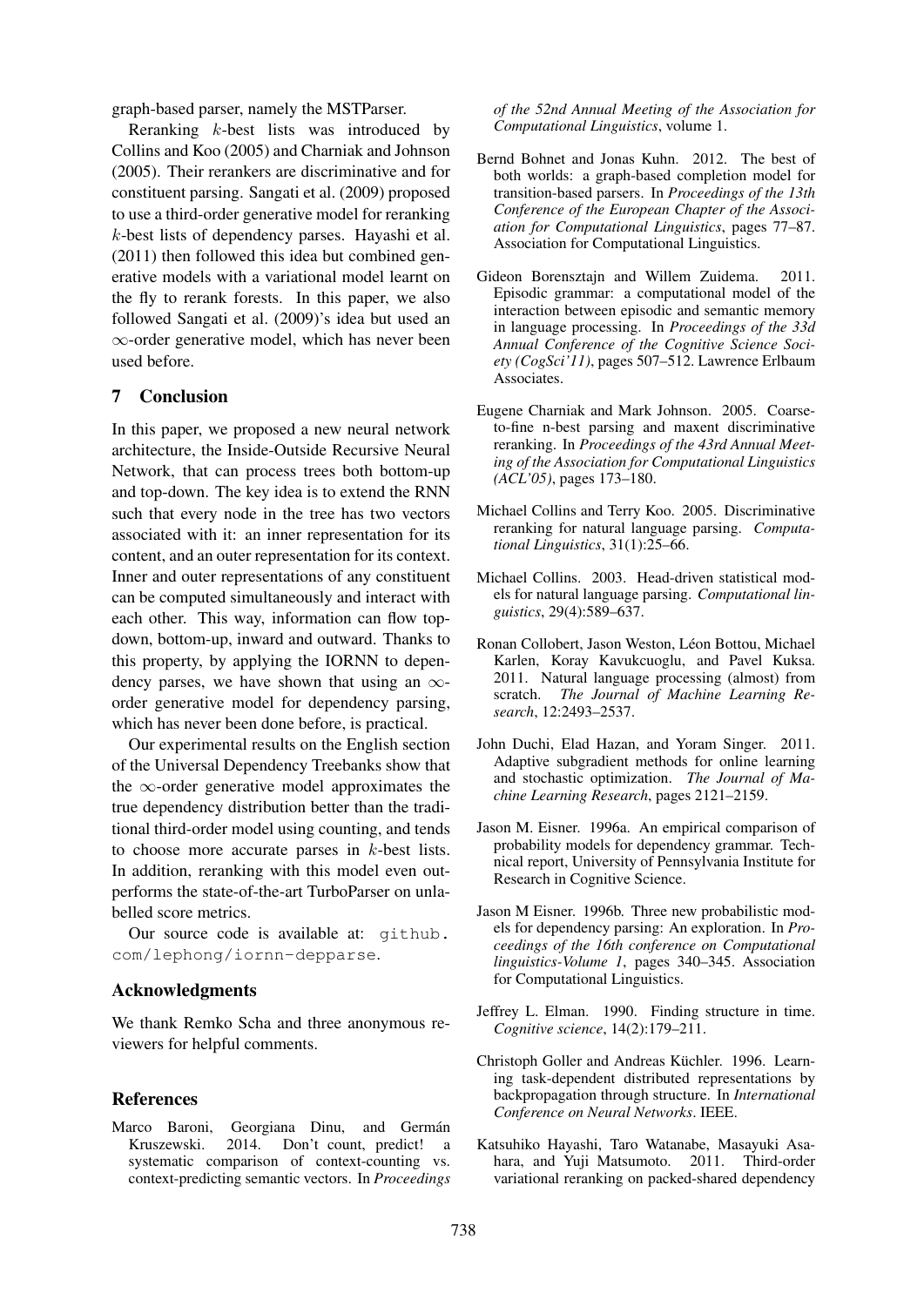graph-based parser, namely the MSTParser.

Reranking $k$-best lists was introduced by Collins and Koo (2005) and Charniak and Johnson (2005). Their rerankers are discriminative and for constituent parsing. Sangati et al. (2009) proposed to use a third-order generative model for reranking $k$-best lists of dependency parses. Hayashi et al. (2011) then followed this idea but combined generative models with a variational model learnt on the fly to rerank forests. In this paper, we also followed Sangati et al. (2009)'s idea but used an $\infty$-order generative model, which has never been used before.

## 7 Conclusion

In this paper, we proposed a new neural network architecture, the Inside-Outside Recursive Neural Network, that can process trees both bottom-up and top-down. The key idea is to extend the RNN such that every node in the tree has two vectors associated with it: an inner representation for its content, and an outer representation for its context. Inner and outer representations of any constituent can be computed simultaneously and interact with each other. This way, information can flow top-down, bottom-up, inward and outward. Thanks to this property, by applying the IORNN to dependency parses, we have shown that using an $\infty$-order generative model for dependency parsing, which has never been done before, is practical.

Our experimental results on the English section of the Universal Dependency Treebanks show that the $\infty$-order generative model approximates the true dependency distribution better than the traditional third-order model using counting, and tends to choose more accurate parses in $k$-best lists. In addition, reranking with this model even outperforms the state-of-the-art TurboParser on unlabelled score metrics.

Our source code is available at: `github.com/lephong/iornn-depparse`.

## Acknowledgments

We thank Remko Scha and three anonymous reviewers for helpful comments.

## References

Marco Baroni, Georgiana Dinu, and Germán Kruszewski. 2014. Don't count, predict! a systematic comparison of context-counting vs. context-predicting semantic vectors. In *Proceedings of the 52nd Annual Meeting of the Association for Computational Linguistics*, volume 1.

Bernd Bohnet and Jonas Kuhn. 2012. The best of both worlds: a graph-based completion model for transition-based parsers. In *Proceedings of the 13th Conference of the European Chapter of the Association for Computational Linguistics*, pages 77–87. Association for Computational Linguistics.

Gideon Borensztajn and Willem Zuidema. 2011. Episodic grammar: a computational model of the interaction between episodic and semantic memory in language processing. In *Proceedings of the 33d Annual Conference of the Cognitive Science Society (CogSci'11)*, pages 507–512. Lawrence Erlbaum Associates.

Eugene Charniak and Mark Johnson. 2005. Coarse-to-fine n-best parsing and maxent discriminative reranking. In *Proceedings of the 43rd Annual Meeting of the Association for Computational Linguistics (ACL'05)*, pages 173–180.

Michael Collins and Terry Koo. 2005. Discriminative reranking for natural language parsing. *Computational Linguistics*, 31(1):25–66.

Michael Collins. 2003. Head-driven statistical models for natural language parsing. *Computational linguistics*, 29(4):589–637.

Ronan Collobert, Jason Weston, Léon Bottou, Michael Karlen, Koray Kavukcuoglu, and Pavel Kuksa. 2011. Natural language processing (almost) from scratch. *The Journal of Machine Learning Research*, 12:2493–2537.

John Duchi, Elad Hazan, and Yoram Singer. 2011. Adaptive subgradient methods for online learning and stochastic optimization. *The Journal of Machine Learning Research*, pages 2121–2159.

Jason M. Eisner. 1996a. An empirical comparison of probability models for dependency grammar. Technical report, University of Pennsylvania Institute for Research in Cognitive Science.

Jason M Eisner. 1996b. Three new probabilistic models for dependency parsing: An exploration. In *Proceedings of the 16th conference on Computational linguistics-Volume 1*, pages 340–345. Association for Computational Linguistics.

Jeffrey L. Elman. 1990. Finding structure in time. *Cognitive science*, 14(2):179–211.

Christoph Goller and Andreas Küchler. 1996. Learning task-dependent distributed representations by backpropagation through structure. In *International Conference on Neural Networks*. IEEE.

Katsuhiko Hayashi, Taro Watanabe, Masayuki Asahara, and Yuji Matsumoto. 2011. Third-order variational reranking on packed-shared dependency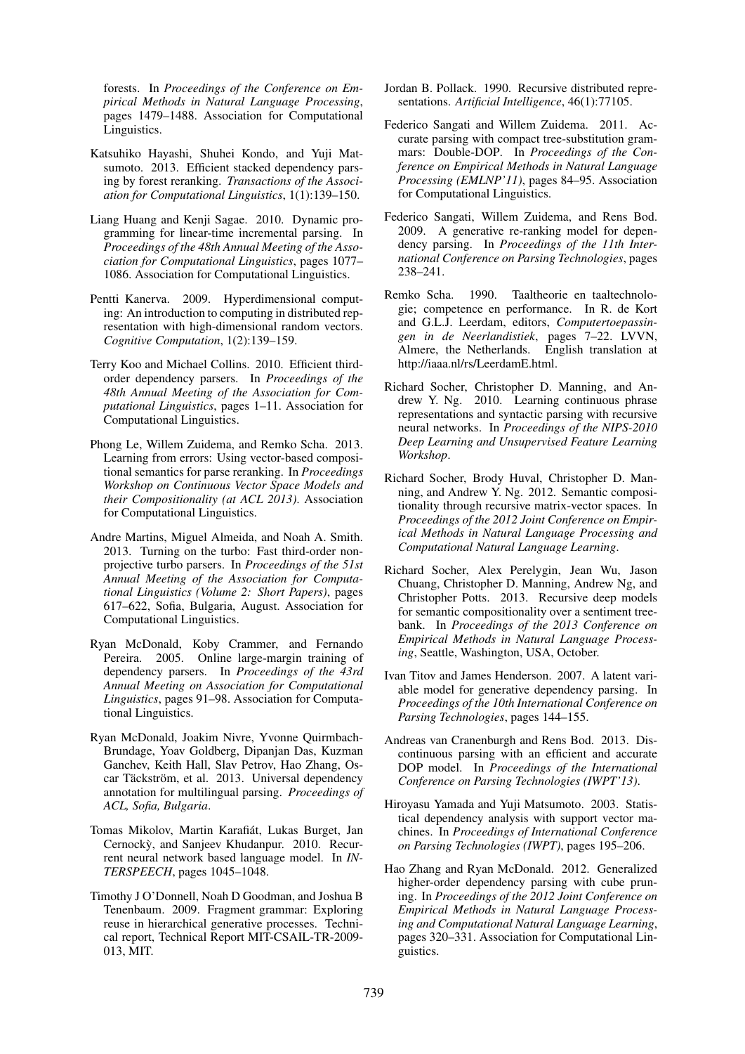forests. In *Proceedings of the Conference on Empirical Methods in Natural Language Processing*, pages 1479–1488. Association for Computational Linguistics.

Katsuhiko Hayashi, Shuhei Kondo, and Yuji Matsumoto. 2013. Efficient stacked dependency parsing by forest reranking. *Transactions of the Association for Computational Linguistics*, 1(1):139–150.

Liang Huang and Kenji Sagae. 2010. Dynamic programming for linear-time incremental parsing. In *Proceedings of the 48th Annual Meeting of the Association for Computational Linguistics*, pages 1077–1086. Association for Computational Linguistics.

Pentti Kanerva. 2009. Hyperdimensional computing: An introduction to computing in distributed representation with high-dimensional random vectors. *Cognitive Computation*, 1(2):139–159.

Terry Koo and Michael Collins. 2010. Efficient third-order dependency parsers. In *Proceedings of the 48th Annual Meeting of the Association for Computational Linguistics*, pages 1–11. Association for Computational Linguistics.

Phong Le, Willem Zuidema, and Remko Scha. 2013. Learning from errors: Using vector-based compositional semantics for parse reranking. In *Proceedings Workshop on Continuous Vector Space Models and their Compositionality (at ACL 2013)*. Association for Computational Linguistics.

Andre Martins, Miguel Almeida, and Noah A. Smith. 2013. Turning on the turbo: Fast third-order non-projective turbo parsers. In *Proceedings of the 51st Annual Meeting of the Association for Computational Linguistics (Volume 2: Short Papers)*, pages 617–622, Sofia, Bulgaria, August. Association for Computational Linguistics.

Ryan McDonald, Koby Crammer, and Fernando Pereira. 2005. Online large-margin training of dependency parsers. In *Proceedings of the 43rd Annual Meeting on Association for Computational Linguistics*, pages 91–98. Association for Computational Linguistics.

Ryan McDonald, Joakim Nivre, Yvonne Quirmbach-Brundage, Yoav Goldberg, Dipanjan Das, Kuzman Ganchev, Keith Hall, Slav Petrov, Hao Zhang, Oscar Täckström, et al. 2013. Universal dependency annotation for multilingual parsing. *Proceedings of ACL, Sofia, Bulgaria*.

Tomas Mikolov, Martin Karafiát, Lukas Burget, Jan Cernockỳ, and Sanjeev Khudanpur. 2010. Recurrent neural network based language model. In *INTERSPEECH*, pages 1045–1048.

Timothy J O'Donnell, Noah D Goodman, and Joshua B Tenenbaum. 2009. Fragment grammar: Exploring reuse in hierarchical generative processes. Technical report, Technical Report MIT-CSAIL-TR-2009-013, MIT.

Jordan B. Pollack. 1990. Recursive distributed representations. *Artificial Intelligence*, 46(1):77105.

Federico Sangati and Willem Zuidema. 2011. Accurate parsing with compact tree-substitution grammars: Double-DOP. In *Proceedings of the Conference on Empirical Methods in Natural Language Processing (EMLNP'11)*, pages 84–95. Association for Computational Linguistics.

Federico Sangati, Willem Zuidema, and Rens Bod. 2009. A generative re-ranking model for dependency parsing. In *Proceedings of the 11th International Conference on Parsing Technologies*, pages 238–241.

Remko Scha. 1990. Taaltheorie en taaltechnologie; competence en performance. In R. de Kort and G.L.J. Leerdam, editors, *Computertoepassingen in de Neerlandistiek*, pages 7–22. LVVN, Almere, the Netherlands. English translation at http://iaaa.nl/rs/LeerdamE.html.

Richard Socher, Christopher D. Manning, and Andrew Y. Ng. 2010. Learning continuous phrase representations and syntactic parsing with recursive neural networks. In *Proceedings of the NIPS-2010 Deep Learning and Unsupervised Feature Learning Workshop*.

Richard Socher, Brody Huval, Christopher D. Manning, and Andrew Y. Ng. 2012. Semantic compositionality through recursive matrix-vector spaces. In *Proceedings of the 2012 Joint Conference on Empirical Methods in Natural Language Processing and Computational Natural Language Learning*.

Richard Socher, Alex Perelygin, Jean Wu, Jason Chuang, Christopher D. Manning, Andrew Ng, and Christopher Potts. 2013. Recursive deep models for semantic compositionality over a sentiment treebank. In *Proceedings of the 2013 Conference on Empirical Methods in Natural Language Processing*, Seattle, Washington, USA, October.

Ivan Titov and James Henderson. 2007. A latent variable model for generative dependency parsing. In *Proceedings of the 10th International Conference on Parsing Technologies*, pages 144–155.

Andreas van Cranenburgh and Rens Bod. 2013. Discontinuous parsing with an efficient and accurate DOP model. In *Proceedings of the International Conference on Parsing Technologies (IWPT'13)*.

Hiroyasu Yamada and Yuji Matsumoto. 2003. Statistical dependency analysis with support vector machines. In *Proceedings of International Conference on Parsing Technologies (IWPT)*, pages 195–206.

Hao Zhang and Ryan McDonald. 2012. Generalized higher-order dependency parsing with cube pruning. In *Proceedings of the 2012 Joint Conference on Empirical Methods in Natural Language Processing and Computational Natural Language Learning*, pages 320–331. Association for Computational Linguistics.